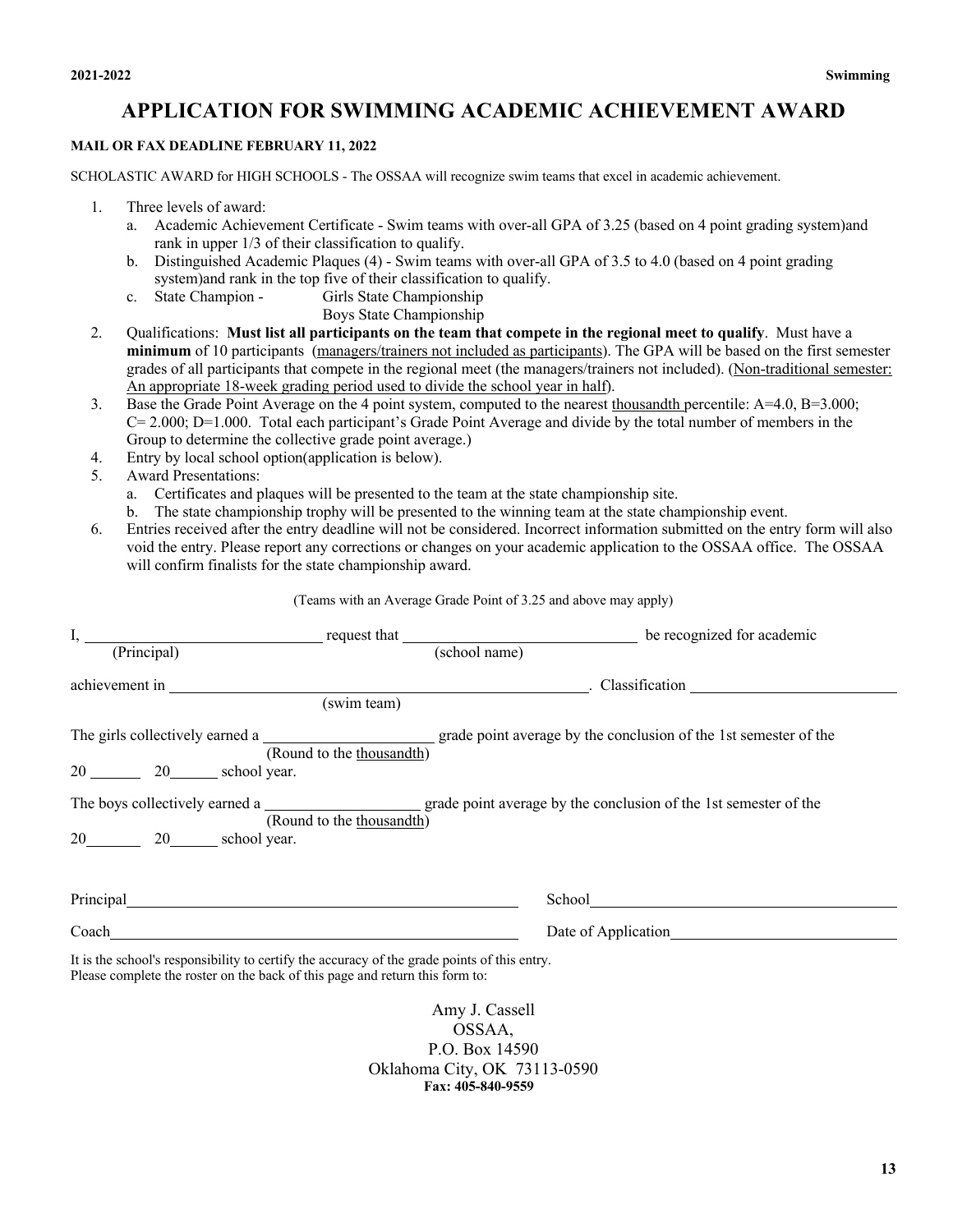# APPLICATION FOR SWIMMING ACADEMIC ACHIEVEMENT AWARD

**MAIL OR FAX DEADLINE FEBRUARY 11, 2022**

SCHOLASTIC AWARD for HIGH SCHOOLS - The OSSAA will recognize swim teams that excel in academic achievement.

1. Three levels of award:
   a. Academic Achievement Certificate - Swim teams with over-all GPA of 3.25 (based on 4 point grading system)and rank in upper 1/3 of their classification to qualify.
   b. Distinguished Academic Plaques (4) - Swim teams with over-all GPA of 3.5 to 4.0 (based on 4 point grading system)and rank in the top five of their classification to qualify.
   c. State Champion - Girls State Championship
      Boys State Championship
2. Qualifications: **Must list all participants on the team that compete in the regional meet to qualify**. Must have a **minimum** of 10 participants (managers/trainers not included as participants). The GPA will be based on the first semester grades of all participants that compete in the regional meet (the managers/trainers not included). (Non-traditional semester: An appropriate 18-week grading period used to divide the school year in half).
3. Base the Grade Point Average on the 4 point system, computed to the nearest thousandth percentile: A=4.0, B=3.000; C= 2.000; D=1.000. Total each participant's Grade Point Average and divide by the total number of members in the Group to determine the collective grade point average.)
4. Entry by local school option(application is below).
5. Award Presentations:
   a. Certificates and plaques will be presented to the team at the state championship site.
   b. The state championship trophy will be presented to the winning team at the state championship event.
6. Entries received after the entry deadline will not be considered. Incorrect information submitted on the entry form will also void the entry. Please report any corrections or changes on your academic application to the OSSAA office. The OSSAA will confirm finalists for the state championship award.

(Teams with an Average Grade Point of 3.25 and above may apply)

I, ______________________________ request that ______________________________ be recognized for academic
(Principal) (school name)

achievement in ____________________________________________. Classification ______________________
(swim team)

The girls collectively earned a ____________________ grade point average by the conclusion of the 1st semester of the
(Round to the thousandth)
20 ______ 20______ school year.

The boys collectively earned a ____________________ grade point average by the conclusion of the 1st semester of the
(Round to the thousandth)
20______ 20______ school year.

Principal____________________________________________ School____________________________________

Coach______________________________________________ Date of Application__________________________

It is the school's responsibility to certify the accuracy of the grade points of this entry.
Please complete the roster on the back of this page and return this form to:

Amy J. Cassell
OSSAA,
P.O. Box 14590
Oklahoma City, OK 73113-0590
**Fax: 405-840-9559**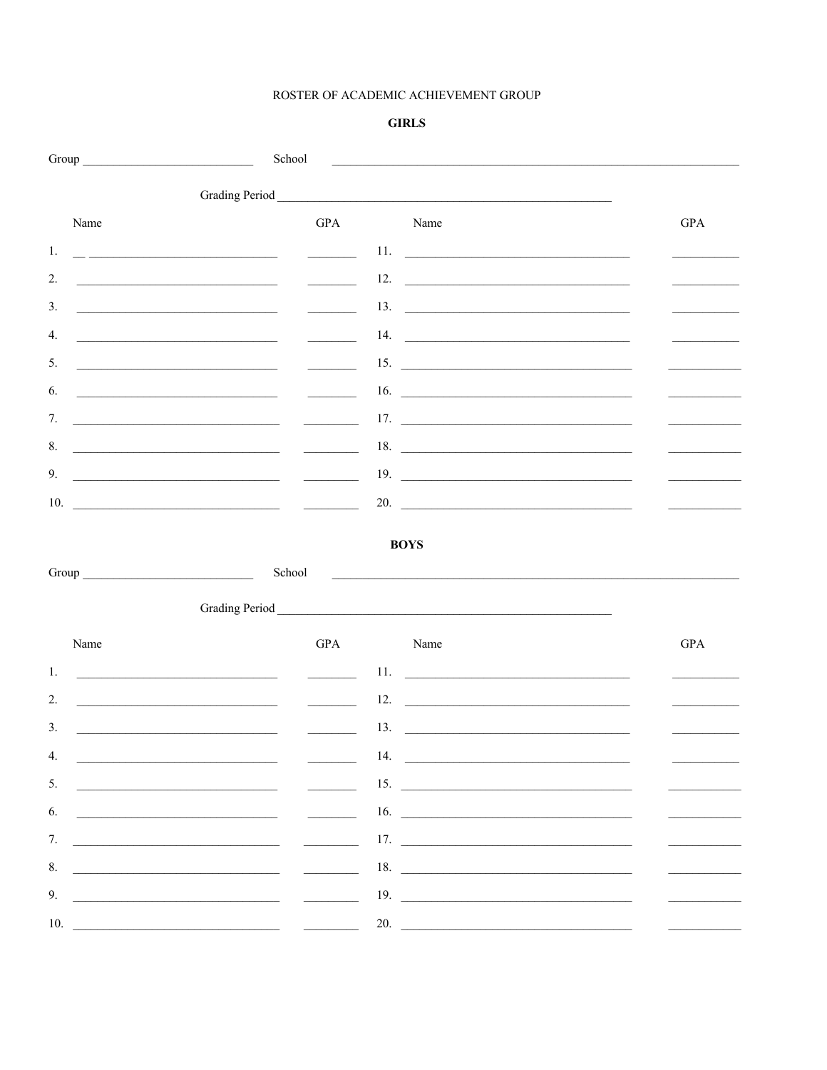ROSTER OF ACADEMIC ACHIEVEMENT GROUP

## GIRLS

Group ____________________________ School ____________________________________________________________________

Grading Period ______________________________________________________

| Name | GPA | Name | GPA |
|---|---|---|---|
| 1. | | 11. | |
| 2. | | 12. | |
| 3. | | 13. | |
| 4. | | 14. | |
| 5. | | 15. | |
| 6. | | 16. | |
| 7. | | 17. | |
| 8. | | 18. | |
| 9. | | 19. | |
| 10. | | 20. | |

## BOYS

Group ____________________________ School ____________________________________________________________________

Grading Period ______________________________________________________

| Name | GPA | Name | GPA |
|---|---|---|---|
| 1. | | 11. | |
| 2. | | 12. | |
| 3. | | 13. | |
| 4. | | 14. | |
| 5. | | 15. | |
| 6. | | 16. | |
| 7. | | 17. | |
| 8. | | 18. | |
| 9. | | 19. | |
| 10. | | 20. | |